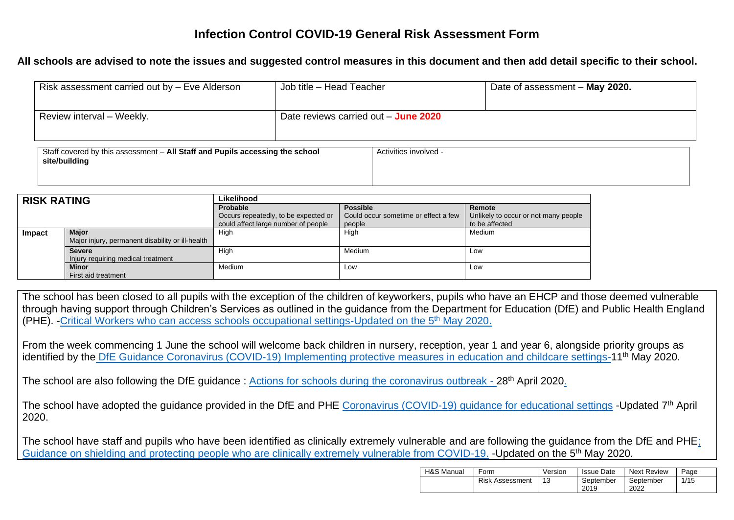# Infection Control COVID-19 General Risk Assessment Form

**All schools are advised to note the issues and suggested control measures in this document and then add detail specific to their school.**

| Risk assessment carried out by – Eve Alderson | Job title – Head Teacher | Date of assessment – **May 2020.** |
|---|---|---|
| Review interval – Weekly. | Date reviews carried out – **June 2020** | |

| Staff covered by this assessment – **All Staff and Pupils accessing the school site/building** | Activities involved - |
|---|---|

| **RISK RATING** | | **Likelihood** | | |
|---|---|---|---|---|
| | | **Probable** Occurs repeatedly, to be expected or could affect large number of people | **Possible** Could occur sometime or effect a few people | **Remote** Unlikely to occur or not many people to be affected |
| **Impact** | **Major** Major injury, permanent disability or ill-health | High | High | Medium |
| | **Severe** Injury requiring medical treatment | High | Medium | Low |
| | **Minor** First aid treatment | Medium | Low | Low |

The school has been closed to all pupils with the exception of the children of keyworkers, pupils who have an EHCP and those deemed vulnerable through having support through Children's Services as outlined in the guidance from the Department for Education (DfE) and Public Health England (PHE). -Critical Workers who can access schools occupational settings-Updated on the 5th May 2020.

From the week commencing 1 June the school will welcome back children in nursery, reception, year 1 and year 6, alongside priority groups as identified by the DfE Guidance Coronavirus (COVID-19) Implementing protective measures in education and childcare settings-11th May 2020.

The school are also following the DfE guidance : Actions for schools during the coronavirus outbreak - 28th April 2020.

The school have adopted the guidance provided in the DfE and PHE Coronavirus (COVID-19) guidance for educational settings -Updated 7th April 2020.

The school have staff and pupils who have been identified as clinically extremely vulnerable and are following the guidance from the DfE and PHE; Guidance on shielding and protecting people who are clinically extremely vulnerable from COVID-19. -Updated on the 5th May 2020.

| H&S Manual | Form | Version | Issue Date | Next Review |
|---|---|---|---|---|
| | Risk Assessment | 13 | September 2019 | September 2022 |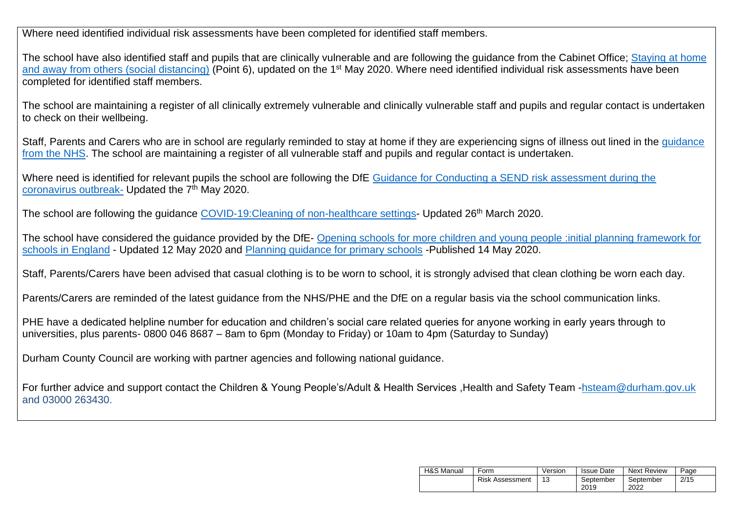Where need identified individual risk assessments have been completed for identified staff members.

The school have also identified staff and pupils that are clinically vulnerable and are following the guidance from the Cabinet Office; Staying at home and away from others (social distancing) (Point 6), updated on the 1st May 2020. Where need identified individual risk assessments have been completed for identified staff members.

The school are maintaining a register of all clinically extremely vulnerable and clinically vulnerable staff and pupils and regular contact is undertaken to check on their wellbeing.

Staff, Parents and Carers who are in school are regularly reminded to stay at home if they are experiencing signs of illness out lined in the guidance from the NHS. The school are maintaining a register of all vulnerable staff and pupils and regular contact is undertaken.

Where need is identified for relevant pupils the school are following the DfE Guidance for Conducting a SEND risk assessment during the coronavirus outbreak- Updated the 7th May 2020.

The school are following the guidance COVID-19:Cleaning of non-healthcare settings- Updated 26th March 2020.

The school have considered the guidance provided by the DfE- Opening schools for more children and young people :initial planning framework for schools in England - Updated 12 May 2020 and Planning guidance for primary schools -Published 14 May 2020.

Staff, Parents/Carers have been advised that casual clothing is to be worn to school, it is strongly advised that clean clothing be worn each day.

Parents/Carers are reminded of the latest guidance from the NHS/PHE and the DfE on a regular basis via the school communication links.

PHE have a dedicated helpline number for education and children's social care related queries for anyone working in early years through to universities, plus parents- 0800 046 8687 – 8am to 6pm (Monday to Friday) or 10am to 4pm (Saturday to Sunday)

Durham County Council are working with partner agencies and following national guidance.

For further advice and support contact the Children & Young People's/Adult & Health Services ,Health and Safety Team -hsteam@durham.gov.uk and 03000 263430.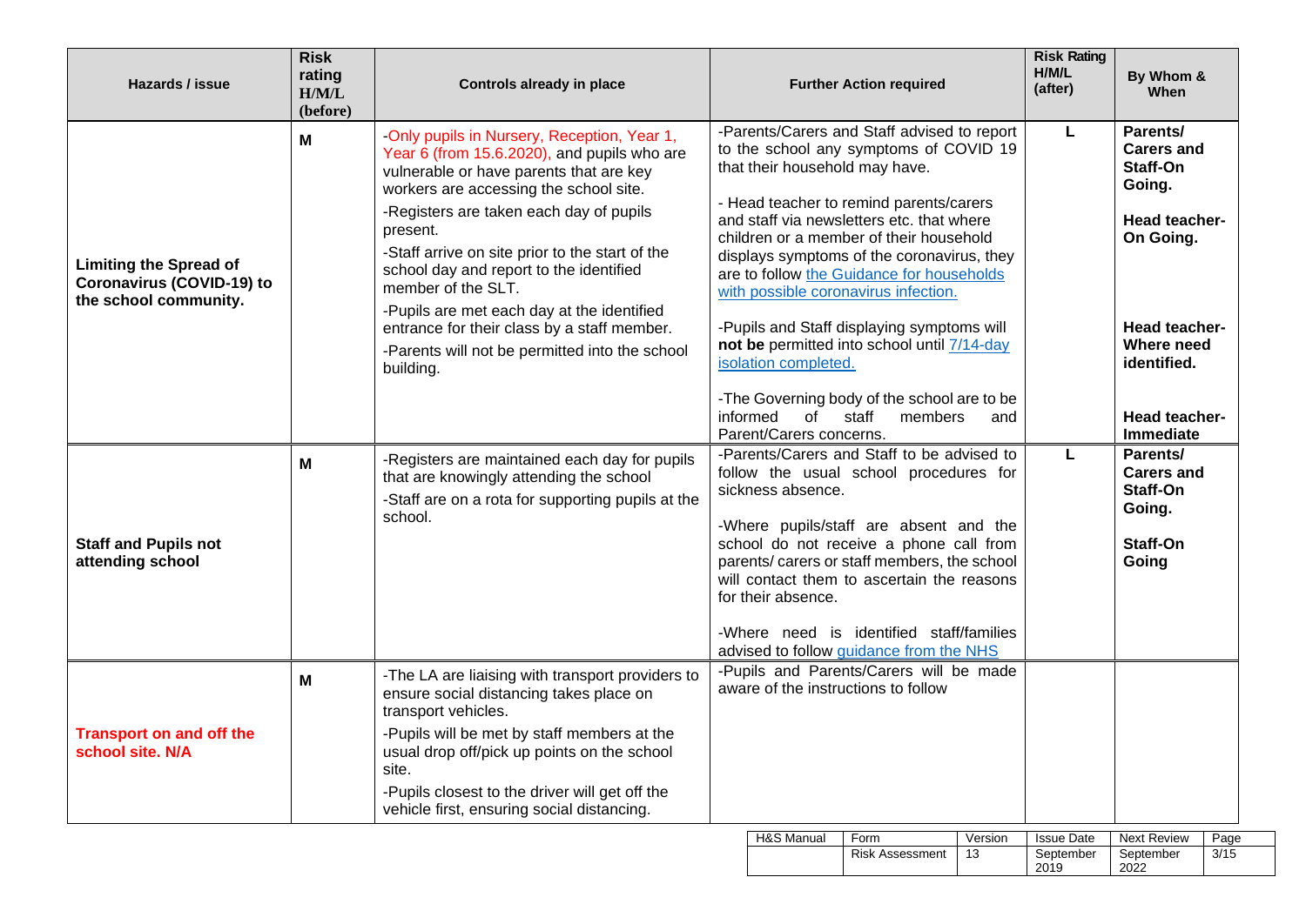| Hazards / issue | Risk rating H/M/L (before) | Controls already in place | Further Action required | Risk Rating H/M/L (after) | By Whom & When |
|---|---|---|---|---|---|
| **Limiting the Spread of Coronavirus (COVID-19) to the school community.** | **M** | -Only pupils in Nursery, Reception, Year 1, Year 6 (from 15.6.2020), and pupils who are vulnerable or have parents that are key workers are accessing the school site.<br>-Registers are taken each day of pupils present.<br>-Staff arrive on site prior to the start of the school day and report to the identified member of the SLT.<br>-Pupils are met each day at the identified entrance for their class by a staff member.<br>-Parents will not be permitted into the school building. | -Parents/Carers and Staff advised to report to the school any symptoms of COVID 19 that their household may have.<br>- Head teacher to remind parents/carers and staff via newsletters etc. that where children or a member of their household displays symptoms of the coronavirus, they are to follow the Guidance for households with possible coronavirus infection.<br>-Pupils and Staff displaying symptoms will **not be** permitted into school until 7/14-day isolation completed.<br>-The Governing body of the school are to be informed of staff members and Parent/Carers concerns. | **L** | **Parents/ Carers and Staff-On Going.**<br>**Head teacher- On Going.**<br>**Head teacher- Where need identified.**<br>**Head teacher- Immediate** |
| **Staff and Pupils not attending school** | **M** | -Registers are maintained each day for pupils that are knowingly attending the school<br>-Staff are on a rota for supporting pupils at the school. | -Parents/Carers and Staff to be advised to follow the usual school procedures for sickness absence.<br>-Where pupils/staff are absent and the school do not receive a phone call from parents/ carers or staff members, the school will contact them to ascertain the reasons for their absence.<br>-Where need is identified staff/families advised to follow guidance from the NHS | **L** | **Parents/ Carers and Staff-On Going.**<br>**Staff-On Going** |
| **Transport on and off the school site. N/A** | **M** | -The LA are liaising with transport providers to ensure social distancing takes place on transport vehicles.<br>-Pupils will be met by staff members at the usual drop off/pick up points on the school site.<br>-Pupils closest to the driver will get off the vehicle first, ensuring social distancing. | -Pupils and Parents/Carers will be made aware of the instructions to follow | | |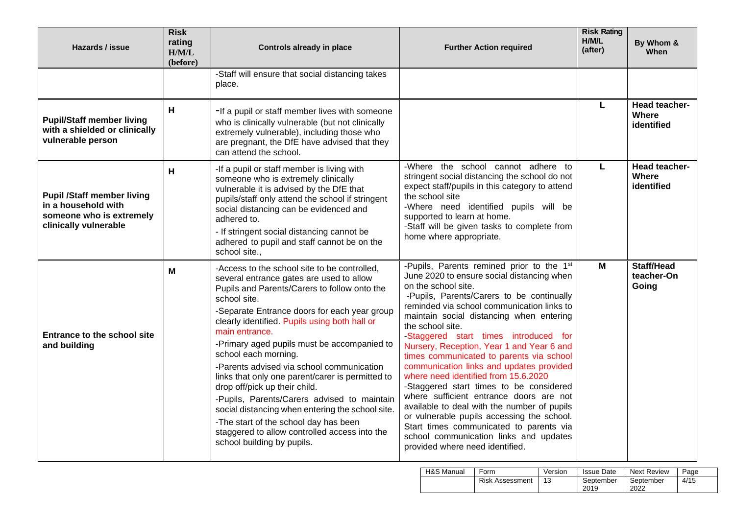| Hazards / issue | Risk rating H/M/L (before) | Controls already in place | Further Action required | Risk Rating H/M/L (after) | By Whom & When |
|---|---|---|---|---|---|
| | | -Staff will ensure that social distancing takes place. | | | |
| **Pupil/Staff member living with a shielded or clinically vulnerable person** | **H** | -If a pupil or staff member lives with someone who is clinically vulnerable (but not clinically extremely vulnerable), including those who are pregnant, the DfE have advised that they can attend the school. | | **L** | **Head teacher- Where identified** |
| **Pupil /Staff member living in a household with someone who is extremely clinically vulnerable** | **H** | -If a pupil or staff member is living with someone who is extremely clinically vulnerable it is advised by the DfE that pupils/staff only attend the school if stringent social distancing can be evidenced and adhered to.<br>- If stringent social distancing cannot be adhered to pupil and staff cannot be on the school site., | -Where the school cannot adhere to stringent social distancing the school do not expect staff/pupils in this category to attend the school site<br>-Where need identified pupils will be supported to learn at home.<br>-Staff will be given tasks to complete from home where appropriate. | **L** | **Head teacher- Where identified** |
| **Entrance to the school site and building** | **M** | -Access to the school site to be controlled, several entrance gates are used to allow Pupils and Parents/Carers to follow onto the school site.<br>-Separate Entrance doors for each year group clearly identified. Pupils using both hall or main entrance.<br>-Primary aged pupils must be accompanied to school each morning.<br>-Parents advised via school communication links that only one parent/carer is permitted to drop off/pick up their child.<br>-Pupils, Parents/Carers advised to maintain social distancing when entering the school site.<br>-The start of the school day has been staggered to allow controlled access into the school building by pupils. | -Pupils, Parents remined prior to the 1st June 2020 to ensure social distancing when on the school site.<br>-Pupils, Parents/Carers to be continually reminded via school communication links to maintain social distancing when entering the school site.<br>-Staggered start times introduced for Nursery, Reception, Year 1 and Year 6 and times communicated to parents via school communication links and updates provided where need identified from 15.6.2020<br>-Staggered start times to be considered where sufficient entrance doors are not available to deal with the number of pupils or vulnerable pupils accessing the school. Start times communicated to parents via school communication links and updates provided where need identified. | **M** | **Staff/Head teacher-On Going** |

| H&S Manual | Form | Version | Issue Date | Next Review | Page |
|---|---|---|---|---|---|
| | Risk Assessment | 13 | September 2019 | September 2022 | 4/15 |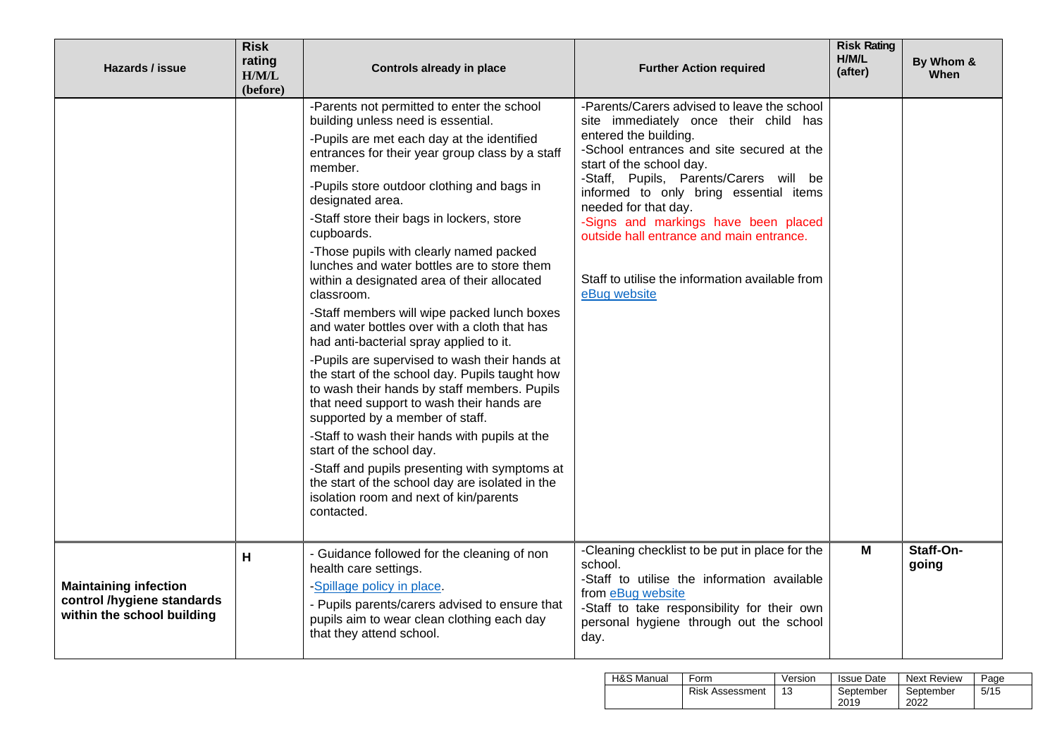| Hazards / issue | Risk rating H/M/L (before) | Controls already in place | Further Action required | Risk Rating H/M/L (after) | By Whom & When |
|---|---|---|---|---|---|
| | | -Parents not permitted to enter the school building unless need is essential.<br>-Pupils are met each day at the identified entrances for their year group class by a staff member.<br>-Pupils store outdoor clothing and bags in designated area.<br>-Staff store their bags in lockers, store cupboards.<br>-Those pupils with clearly named packed lunches and water bottles are to store them within a designated area of their allocated classroom.<br>-Staff members will wipe packed lunch boxes and water bottles over with a cloth that has had anti-bacterial spray applied to it.<br>-Pupils are supervised to wash their hands at the start of the school day. Pupils taught how to wash their hands by staff members. Pupils that need support to wash their hands are supported by a member of staff.<br>-Staff to wash their hands with pupils at the start of the school day.<br>-Staff and pupils presenting with symptoms at the start of the school day are isolated in the isolation room and next of kin/parents contacted. | -Parents/Carers advised to leave the school site immediately once their child has entered the building.<br>-School entrances and site secured at the start of the school day.<br>-Staff, Pupils, Parents/Carers will be informed to only bring essential items needed for that day.<br>-Signs and markings have been placed outside hall entrance and main entrance.<br><br>Staff to utilise the information available from eBug website | | |
| **Maintaining infection control /hygiene standards within the school building** | **H** | - Guidance followed for the cleaning of non health care settings.<br>-Spillage policy in place.<br>- Pupils parents/carers advised to ensure that pupils aim to wear clean clothing each day that they attend school. | -Cleaning checklist to be put in place for the school.<br>-Staff to utilise the information available from eBug website<br>-Staff to take responsibility for their own personal hygiene through out the school day. | **M** | **Staff-On-going** |

| H&S Manual | Form | Version | Issue Date | Next Review | Page |
|---|---|---|---|---|---|
| | Risk Assessment | 13 | September 2019 | September 2022 | 5/15 |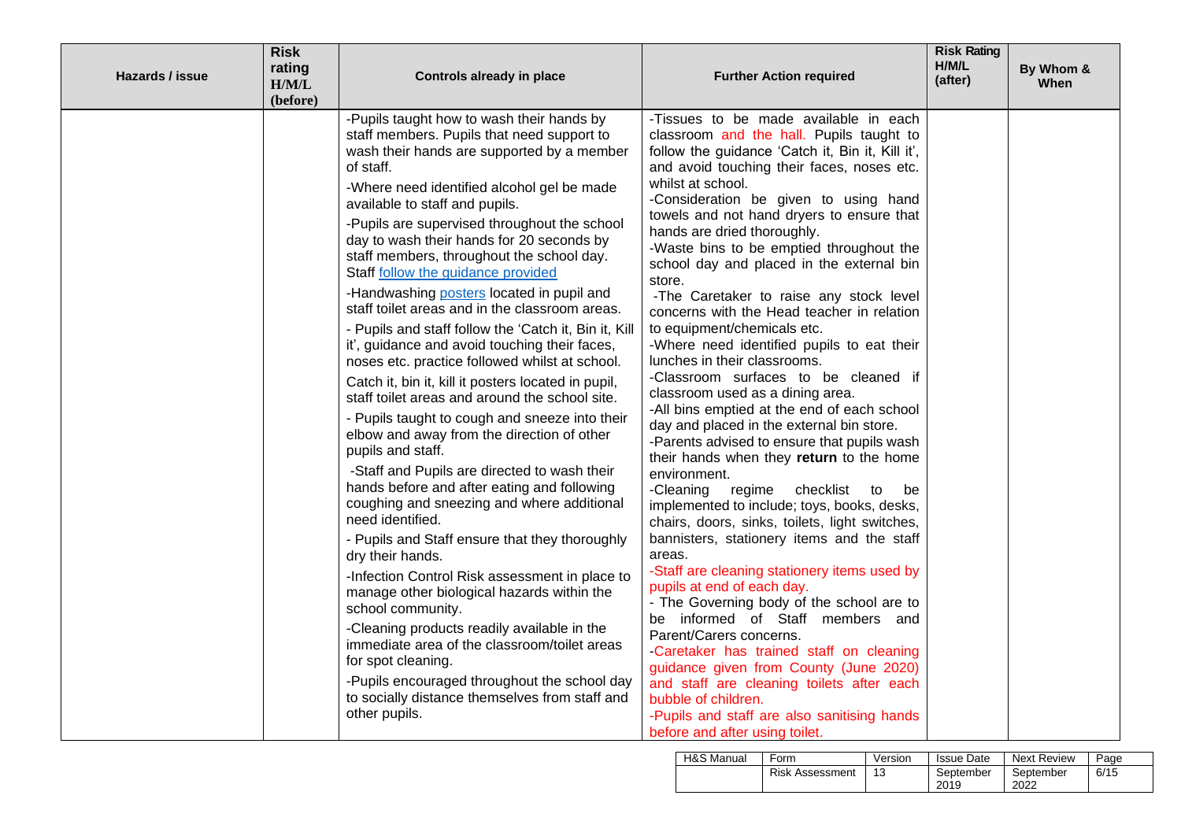| Hazards / issue | Risk rating H/M/L (before) | Controls already in place | Further Action required | Risk Rating H/M/L (after) | By Whom & When |
|---|---|---|---|---|---|
| | | -Pupils taught how to wash their hands by staff members. Pupils that need support to wash their hands are supported by a member of staff.<br><br>-Where need identified alcohol gel be made available to staff and pupils.<br><br>-Pupils are supervised throughout the school day to wash their hands for 20 seconds by staff members, throughout the school day. Staff [follow the guidance provided]()<br><br>-Handwashing [posters]() located in pupil and staff toilet areas and in the classroom areas.<br><br>- Pupils and staff follow the 'Catch it, Bin it, Kill it', guidance and avoid touching their faces, noses etc. practice followed whilst at school.<br><br>Catch it, bin it, kill it posters located in pupil, staff toilet areas and around the school site.<br><br>- Pupils taught to cough and sneeze into their elbow and away from the direction of other pupils and staff.<br><br>-Staff and Pupils are directed to wash their hands before and after eating and following coughing and sneezing and where additional need identified.<br><br>- Pupils and Staff ensure that they thoroughly dry their hands.<br><br>-Infection Control Risk assessment in place to manage other biological hazards within the school community.<br><br>-Cleaning products readily available in the immediate area of the classroom/toilet areas for spot cleaning.<br><br>-Pupils encouraged throughout the school day to socially distance themselves from staff and other pupils. | -Tissues to be made available in each classroom and the hall. Pupils taught to follow the guidance 'Catch it, Bin it, Kill it', and avoid touching their faces, noses etc. whilst at school.<br>-Consideration be given to using hand towels and not hand dryers to ensure that hands are dried thoroughly.<br>-Waste bins to be emptied throughout the school day and placed in the external bin store.<br>-The Caretaker to raise any stock level concerns with the Head teacher in relation to equipment/chemicals etc.<br>-Where need identified pupils to eat their lunches in their classrooms.<br>-Classroom surfaces to be cleaned if classroom used as a dining area.<br>-All bins emptied at the end of each school day and placed in the external bin store.<br>-Parents advised to ensure that pupils wash their hands when they **return** to the home environment.<br>-Cleaning regime checklist to be implemented to include; toys, books, desks, chairs, doors, sinks, toilets, light switches, bannisters, stationery items and the staff areas.<br>-Staff are cleaning stationery items used by pupils at end of each day.<br>- The Governing body of the school are to be informed of Staff members and Parent/Carers concerns.<br>-Caretaker has trained staff on cleaning guidance given from County (June 2020) and staff are cleaning toilets after each bubble of children.<br>-Pupils and staff are also sanitising hands before and after using toilet. | | |

| H&S Manual | Form | Version | Issue Date | Next Review |
|---|---|---|---|---|
| | Risk Assessment | 13 | September 2019 | September 2022 |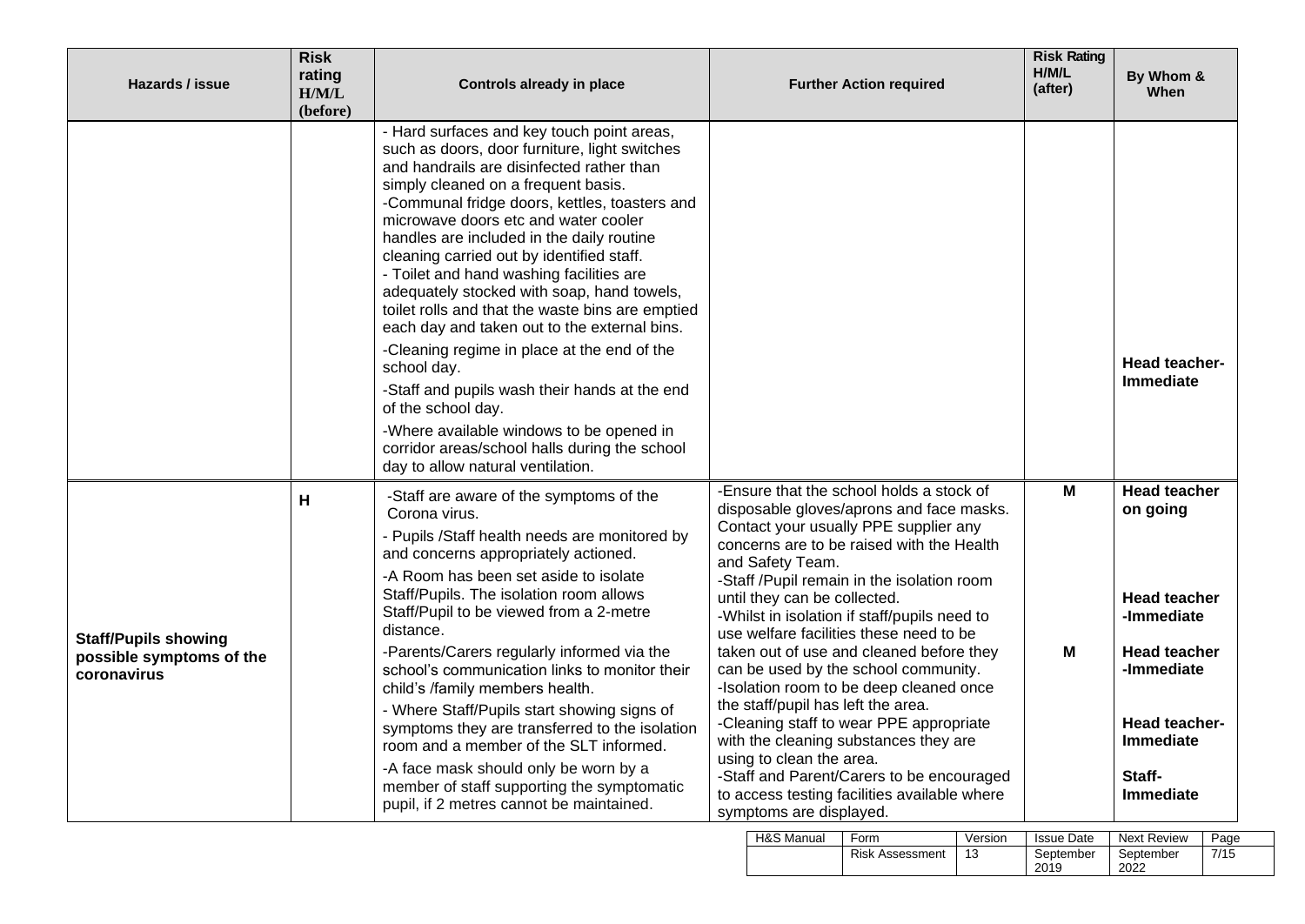| Hazards / issue | Risk rating H/M/L (before) | Controls already in place | Further Action required | Risk Rating H/M/L (after) | By Whom & When |
|---|---|---|---|---|---|
| | | - Hard surfaces and key touch point areas, such as doors, door furniture, light switches and handrails are disinfected rather than simply cleaned on a frequent basis.<br>-Communal fridge doors, kettles, toasters and microwave doors etc and water cooler handles are included in the daily routine cleaning carried out by identified staff.<br>- Toilet and hand washing facilities are adequately stocked with soap, hand towels, toilet rolls and that the waste bins are emptied each day and taken out to the external bins.<br>-Cleaning regime in place at the end of the school day.<br>-Staff and pupils wash their hands at the end of the school day.<br>-Where available windows to be opened in corridor areas/school halls during the school day to allow natural ventilation. | | | **Head teacher-Immediate** |
| **Staff/Pupils showing possible symptoms of the coronavirus** | H | -Staff are aware of the symptoms of the Corona virus.<br>- Pupils /Staff health needs are monitored by and concerns appropriately actioned.<br>-A Room has been set aside to isolate Staff/Pupils. The isolation room allows Staff/Pupil to be viewed from a 2-metre distance.<br>-Parents/Carers regularly informed via the school's communication links to monitor their child's /family members health.<br>- Where Staff/Pupils start showing signs of symptoms they are transferred to the isolation room and a member of the SLT informed.<br>-A face mask should only be worn by a member of staff supporting the symptomatic pupil, if 2 metres cannot be maintained. | -Ensure that the school holds a stock of disposable gloves/aprons and face masks. Contact your usually PPE supplier any concerns are to be raised with the Health and Safety Team.<br>-Staff /Pupil remain in the isolation room until they can be collected.<br>-Whilst in isolation if staff/pupils need to use welfare facilities these need to be taken out of use and cleaned before they can be used by the school community.<br>-Isolation room to be deep cleaned once the staff/pupil has left the area.<br>-Cleaning staff to wear PPE appropriate with the cleaning substances they are using to clean the area.<br>-Staff and Parent/Carers to be encouraged to access testing facilities available where symptoms are displayed. | M<br><br>M | **Head teacher on going**<br><br>**Head teacher -Immediate**<br><br>**Head teacher -Immediate**<br><br>**Head teacher-Immediate**<br><br>**Staff-Immediate** |

| H&S Manual | Form | Version | Issue Date | Next Review | Page |
|---|---|---|---|---|---|
| | Risk Assessment | 13 | September 2019 | September 2022 | 7/15 |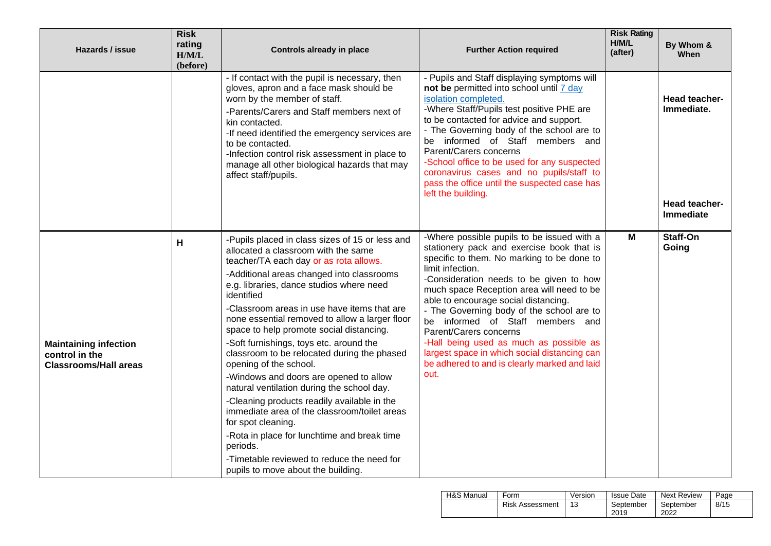| Hazards / issue | Risk rating H/M/L (before) | Controls already in place | Further Action required | Risk Rating H/M/L (after) | By Whom & When |
|---|---|---|---|---|---|
| | | - If contact with the pupil is necessary, then gloves, apron and a face mask should be worn by the member of staff.<br>-Parents/Carers and Staff members next of kin contacted.<br>-If need identified the emergency services are to be contacted.<br>-Infection control risk assessment in place to manage all other biological hazards that may affect staff/pupils. | - Pupils and Staff displaying symptoms will **not be** permitted into school until 7 day isolation completed.<br>-Where Staff/Pupils test positive PHE are to be contacted for advice and support.<br>- The Governing body of the school are to be informed of Staff members and Parent/Carers concerns<br>-School office to be used for any suspected coronavirus cases and no pupils/staff to pass the office until the suspected case has left the building. | | **Head teacher-Immediate.**<br><br>**Head teacher-Immediate** |
| **Maintaining infection control in the Classrooms/Hall areas** | H | -Pupils placed in class sizes of 15 or less and allocated a classroom with the same teacher/TA each day or as rota allows.<br>-Additional areas changed into classrooms e.g. libraries, dance studios where need identified<br>-Classroom areas in use have items that are none essential removed to allow a larger floor space to help promote social distancing.<br>-Soft furnishings, toys etc. around the classroom to be relocated during the phased opening of the school.<br>-Windows and doors are opened to allow natural ventilation during the school day.<br>-Cleaning products readily available in the immediate area of the classroom/toilet areas for spot cleaning.<br>-Rota in place for lunchtime and break time periods.<br>-Timetable reviewed to reduce the need for pupils to move about the building. | -Where possible pupils to be issued with a stationery pack and exercise book that is specific to them. No marking to be done to limit infection.<br>-Consideration needs to be given to how much space Reception area will need to be able to encourage social distancing.<br>- The Governing body of the school are to be informed of Staff members and Parent/Carers concerns<br>-Hall being used as much as possible as largest space in which social distancing can be adhered to and is clearly marked and laid out. | M | **Staff-On Going** |

| H&S Manual | Form | Version | Issue Date | Next Review | Page |
|---|---|---|---|---|---|
| | Risk Assessment | 13 | September 2019 | September 2022 | 8/15 |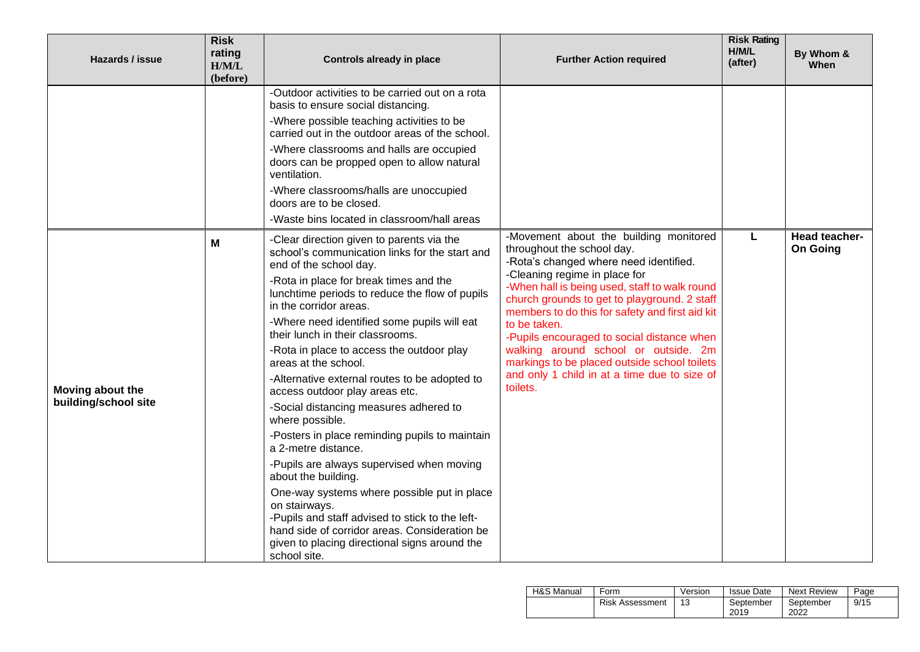| Hazards / issue | Risk rating H/M/L (before) | Controls already in place | Further Action required | Risk Rating H/M/L (after) | By Whom & When |
|---|---|---|---|---|---|
| | | -Outdoor activities to be carried out on a rota basis to ensure social distancing.<br>-Where possible teaching activities to be carried out in the outdoor areas of the school.<br>-Where classrooms and halls are occupied doors can be propped open to allow natural ventilation.<br>-Where classrooms/halls are unoccupied doors are to be closed.<br>-Waste bins located in classroom/hall areas | | | |
| **Moving about the building/school site** | **M** | -Clear direction given to parents via the school's communication links for the start and end of the school day.<br>-Rota in place for break times and the lunchtime periods to reduce the flow of pupils in the corridor areas.<br>-Where need identified some pupils will eat their lunch in their classrooms.<br>-Rota in place to access the outdoor play areas at the school.<br>-Alternative external routes to be adopted to access outdoor play areas etc.<br>-Social distancing measures adhered to where possible.<br>-Posters in place reminding pupils to maintain a 2-metre distance.<br>-Pupils are always supervised when moving about the building.<br>One-way systems where possible put in place on stairways.<br>-Pupils and staff advised to stick to the left-hand side of corridor areas. Consideration be given to placing directional signs around the school site. | -Movement about the building monitored throughout the school day.<br>-Rota's changed where need identified.<br>-Cleaning regime in place for<br>-When hall is being used, staff to walk round church grounds to get to playground. 2 staff members to do this for safety and first aid kit to be taken.<br>-Pupils encouraged to social distance when walking around school or outside. 2m markings to be placed outside school toilets and only 1 child in at a time due to size of toilets. | **L** | **Head teacher- On Going** |

| H&S Manual | Form | Version | Issue Date | Next Review | Page |
|---|---|---|---|---|---|
| | Risk Assessment | 13 | September 2019 | September 2022 | 9/15 |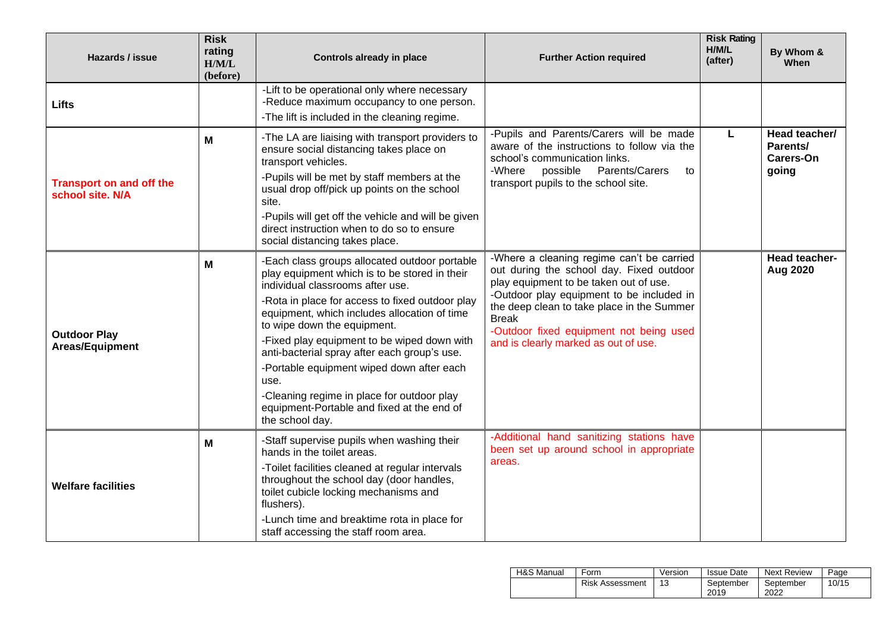| Hazards / issue | Risk rating H/M/L (before) | Controls already in place | Further Action required | Risk Rating H/M/L (after) | By Whom & When |
|---|---|---|---|---|---|
| **Lifts** | | -Lift to be operational only where necessary<br>-Reduce maximum occupancy to one person.<br>-The lift is included in the cleaning regime. | | | |
| **Transport on and off the school site. N/A** | **M** | -The LA are liaising with transport providers to ensure social distancing takes place on transport vehicles.<br>-Pupils will be met by staff members at the usual drop off/pick up points on the school site.<br>-Pupils will get off the vehicle and will be given direct instruction when to do so to ensure social distancing takes place. | -Pupils and Parents/Carers will be made aware of the instructions to follow via the school's communication links.<br>-Where possible Parents/Carers to transport pupils to the school site. | **L** | **Head teacher/ Parents/ Carers-On going** |
| **Outdoor Play Areas/Equipment** | **M** | -Each class groups allocated outdoor portable play equipment which is to be stored in their individual classrooms after use.<br>-Rota in place for access to fixed outdoor play equipment, which includes allocation of time to wipe down the equipment.<br>-Fixed play equipment to be wiped down with anti-bacterial spray after each group's use.<br>-Portable equipment wiped down after each use.<br>-Cleaning regime in place for outdoor play equipment-Portable and fixed at the end of the school day. | -Where a cleaning regime can't be carried out during the school day. Fixed outdoor play equipment to be taken out of use.<br>-Outdoor play equipment to be included in the deep clean to take place in the Summer Break<br>-Outdoor fixed equipment not being used and is clearly marked as out of use. | | **Head teacher- Aug 2020** |
| **Welfare facilities** | **M** | -Staff supervise pupils when washing their hands in the toilet areas.<br>-Toilet facilities cleaned at regular intervals throughout the school day (door handles, toilet cubicle locking mechanisms and flushers).<br>-Lunch time and breaktime rota in place for staff accessing the staff room area. | -Additional hand sanitizing stations have been set up around school in appropriate areas. | | |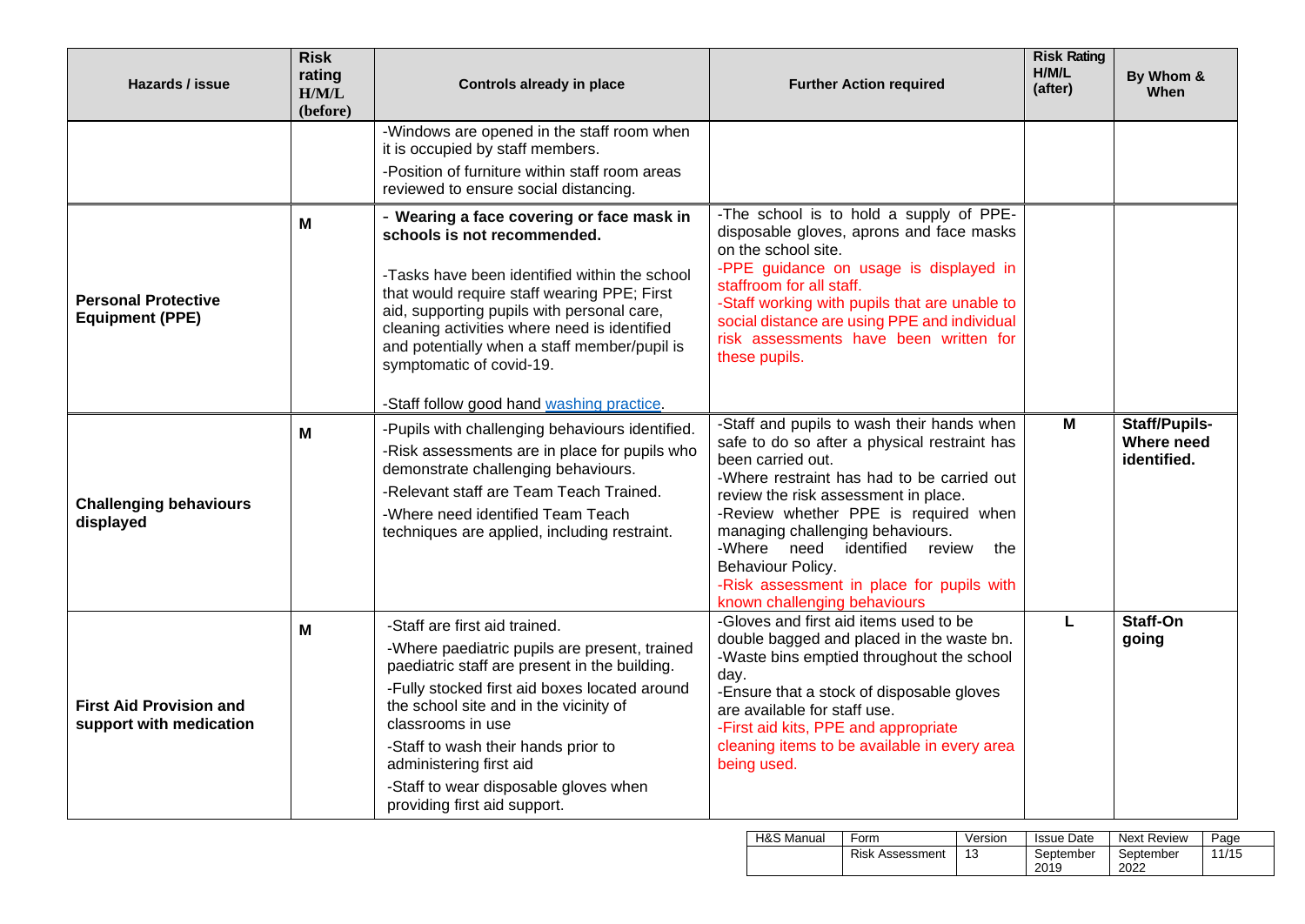| Hazards / issue | Risk rating H/M/L (before) | Controls already in place | Further Action required | Risk Rating H/M/L (after) | By Whom & When |
|---|---|---|---|---|---|
| | | -Windows are opened in the staff room when it is occupied by staff members.<br>-Position of furniture within staff room areas reviewed to ensure social distancing. | | | |
| **Personal Protective Equipment (PPE)** | **M** | **- Wearing a face covering or face mask in schools is not recommended.**<br>-Tasks have been identified within the school that would require staff wearing PPE; First aid, supporting pupils with personal care, cleaning activities where need is identified and potentially when a staff member/pupil is symptomatic of covid-19.<br>-Staff follow good hand washing practice. | -The school is to hold a supply of PPE-disposable gloves, aprons and face masks on the school site.<br>-PPE guidance on usage is displayed in staffroom for all staff.<br>-Staff working with pupils that are unable to social distance are using PPE and individual risk assessments have been written for these pupils. | | |
| **Challenging behaviours displayed** | **M** | -Pupils with challenging behaviours identified.<br>-Risk assessments are in place for pupils who demonstrate challenging behaviours.<br>-Relevant staff are Team Teach Trained.<br>-Where need identified Team Teach techniques are applied, including restraint. | -Staff and pupils to wash their hands when safe to do so after a physical restraint has been carried out.<br>-Where restraint has had to be carried out review the risk assessment in place.<br>-Review whether PPE is required when managing challenging behaviours.<br>-Where need identified review the Behaviour Policy.<br>-Risk assessment in place for pupils with known challenging behaviours | **M** | **Staff/Pupils- Where need identified.** |
| **First Aid Provision and support with medication** | **M** | -Staff are first aid trained.<br>-Where paediatric pupils are present, trained paediatric staff are present in the building.<br>-Fully stocked first aid boxes located around the school site and in the vicinity of classrooms in use<br>-Staff to wash their hands prior to administering first aid<br>-Staff to wear disposable gloves when providing first aid support. | -Gloves and first aid items used to be double bagged and placed in the waste bn.<br>-Waste bins emptied throughout the school day.<br>-Ensure that a stock of disposable gloves are available for staff use.<br>-First aid kits, PPE and appropriate cleaning items to be available in every area being used. | **L** | **Staff-On going** |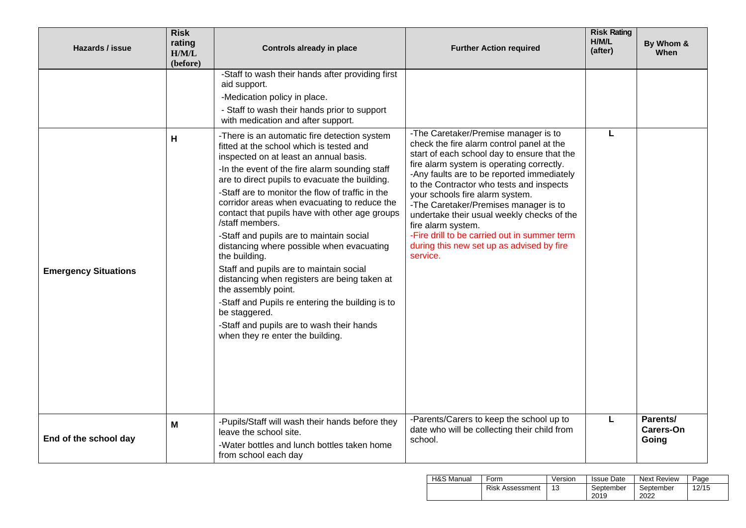| Hazards / issue | Risk rating H/M/L (before) | Controls already in place | Further Action required | Risk Rating H/M/L (after) | By Whom & When |
|---|---|---|---|---|---|
| | | -Staff to wash their hands after providing first aid support.<br>-Medication policy in place.<br>- Staff to wash their hands prior to support with medication and after support. | | | |
| **Emergency Situations** | **H** | -There is an automatic fire detection system fitted at the school which is tested and inspected on at least an annual basis.<br>-In the event of the fire alarm sounding staff are to direct pupils to evacuate the building.<br>-Staff are to monitor the flow of traffic in the corridor areas when evacuating to reduce the contact that pupils have with other age groups /staff members.<br>-Staff and pupils are to maintain social distancing where possible when evacuating the building.<br>Staff and pupils are to maintain social distancing when registers are being taken at the assembly point.<br>-Staff and Pupils re entering the building is to be staggered.<br>-Staff and pupils are to wash their hands when they re enter the building. | -The Caretaker/Premise manager is to check the fire alarm control panel at the start of each school day to ensure that the fire alarm system is operating correctly.<br>-Any faults are to be reported immediately to the Contractor who tests and inspects your schools fire alarm system.<br>-The Caretaker/Premises manager is to undertake their usual weekly checks of the fire alarm system.<br>-Fire drill to be carried out in summer term during this new set up as advised by fire service. | **L** | |
| **End of the school day** | **M** | -Pupils/Staff will wash their hands before they leave the school site.<br>-Water bottles and lunch bottles taken home from school each day | -Parents/Carers to keep the school up to date who will be collecting their child from school. | **L** | **Parents/ Carers-On Going** |

| H&S Manual | Form | Version | Issue Date | Next Review | Page |
|---|---|---|---|---|---|
| | Risk Assessment | 13 | September 2019 | September 2022 | 12/15 |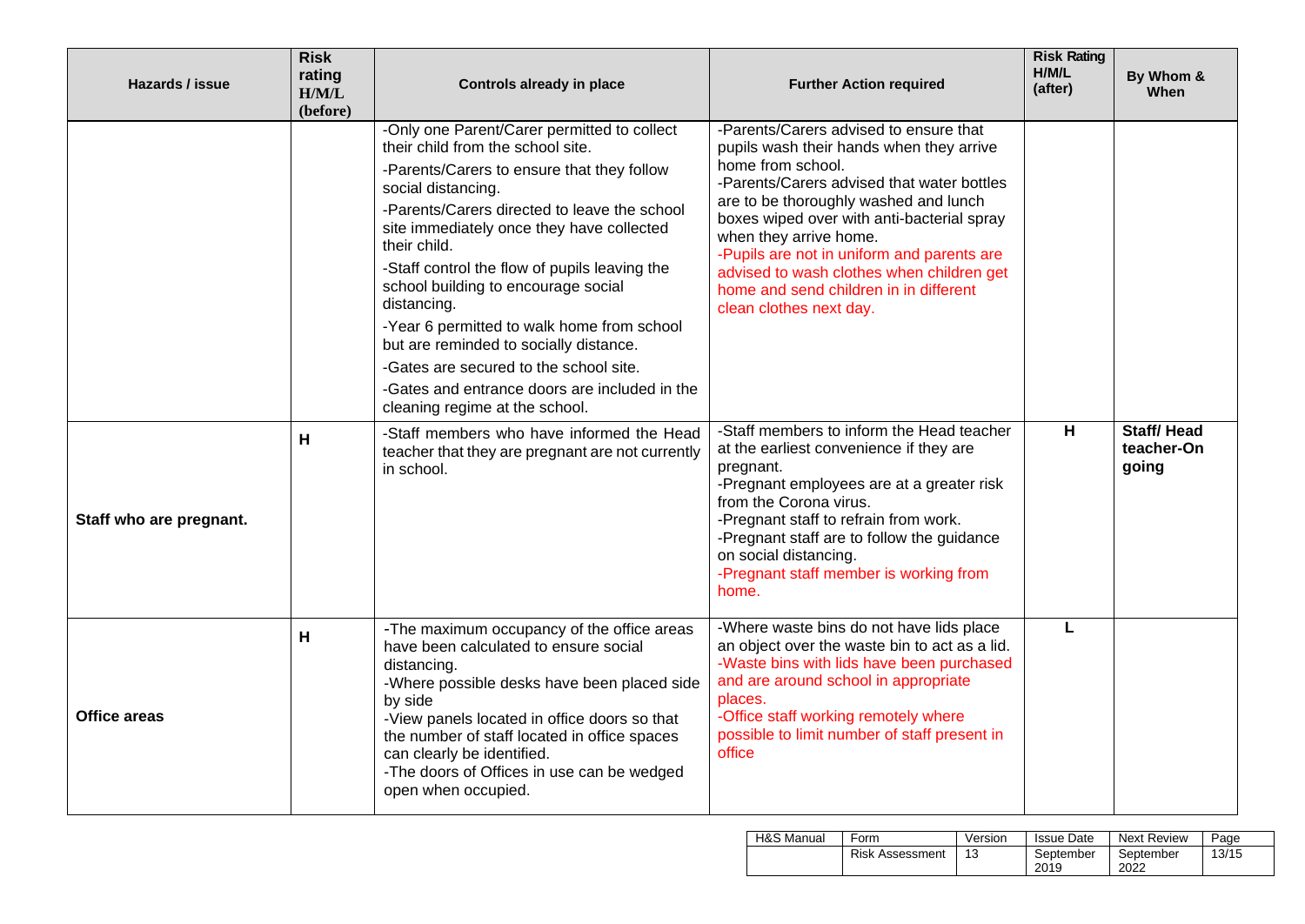| Hazards / issue | Risk rating H/M/L (before) | Controls already in place | Further Action required | Risk Rating H/M/L (after) | By Whom & When |
|---|---|---|---|---|---|
| | | -Only one Parent/Carer permitted to collect their child from the school site.<br>-Parents/Carers to ensure that they follow social distancing.<br>-Parents/Carers directed to leave the school site immediately once they have collected their child.<br>-Staff control the flow of pupils leaving the school building to encourage social distancing.<br>-Year 6 permitted to walk home from school but are reminded to socially distance.<br>-Gates are secured to the school site.<br>-Gates and entrance doors are included in the cleaning regime at the school. | -Parents/Carers advised to ensure that pupils wash their hands when they arrive home from school.<br>-Parents/Carers advised that water bottles are to be thoroughly washed and lunch boxes wiped over with anti-bacterial spray when they arrive home.<br>-Pupils are not in uniform and parents are advised to wash clothes when children get home and send children in in different clean clothes next day. | | |
| **Staff who are pregnant.** | **H** | -Staff members who have informed the Head teacher that they are pregnant are not currently in school. | -Staff members to inform the Head teacher at the earliest convenience if they are pregnant.<br>-Pregnant employees are at a greater risk from the Corona virus.<br>-Pregnant staff to refrain from work.<br>-Pregnant staff are to follow the guidance on social distancing.<br>-Pregnant staff member is working from home. | **H** | **Staff/ Head teacher-On going** |
| **Office areas** | **H** | -The maximum occupancy of the office areas have been calculated to ensure social distancing.<br>-Where possible desks have been placed side by side<br>-View panels located in office doors so that the number of staff located in office spaces can clearly be identified.<br>-The doors of Offices in use can be wedged open when occupied. | -Where waste bins do not have lids place an object over the waste bin to act as a lid.<br>-Waste bins with lids have been purchased and are around school in appropriate places.<br>-Office staff working remotely where possible to limit number of staff present in office | **L** | |

| H&S Manual | Form | Version | Issue Date | Next Review | Page |
|---|---|---|---|---|---|
| | Risk Assessment | 13 | September 2019 | September 2022 | 13/15 |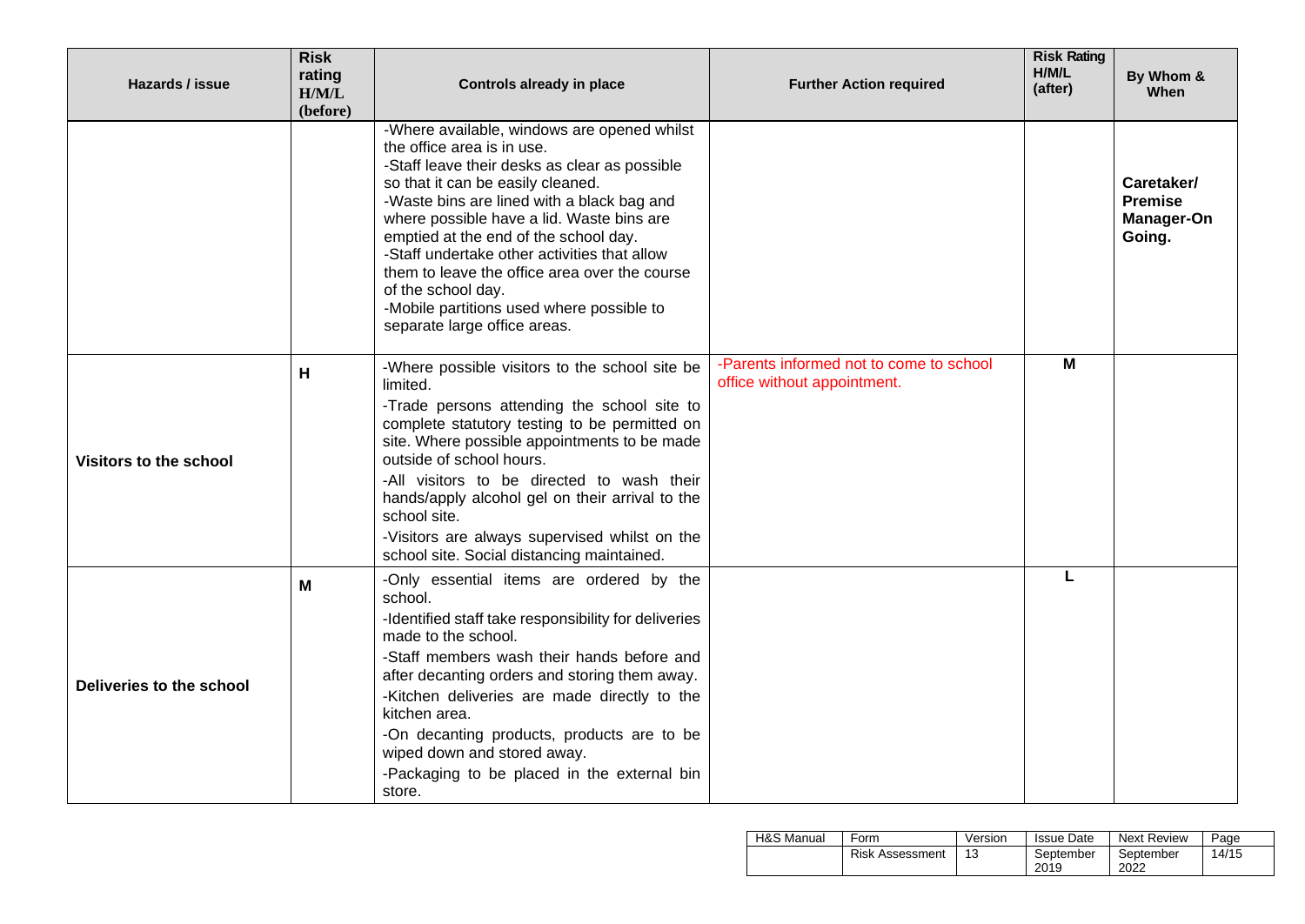| Hazards / issue | Risk rating H/M/L (before) | Controls already in place | Further Action required | Risk Rating H/M/L (after) | By Whom & When |
|---|---|---|---|---|---|
| | | -Where available, windows are opened whilst the office area is in use.<br>-Staff leave their desks as clear as possible so that it can be easily cleaned.<br>-Waste bins are lined with a black bag and where possible have a lid. Waste bins are emptied at the end of the school day.<br>-Staff undertake other activities that allow them to leave the office area over the course of the school day.<br>-Mobile partitions used where possible to separate large office areas. | | | **Caretaker/ Premise Manager-On Going.** |
| **Visitors to the school** | **H** | -Where possible visitors to the school site be limited.<br>-Trade persons attending the school site to complete statutory testing to be permitted on site. Where possible appointments to be made outside of school hours.<br>-All visitors to be directed to wash their hands/apply alcohol gel on their arrival to the school site.<br>-Visitors are always supervised whilst on the school site. Social distancing maintained. | -Parents informed not to come to school office without appointment. | **M** | |
| **Deliveries to the school** | **M** | -Only essential items are ordered by the school.<br>-Identified staff take responsibility for deliveries made to the school.<br>-Staff members wash their hands before and after decanting orders and storing them away.<br>-Kitchen deliveries are made directly to the kitchen area.<br>-On decanting products, products are to be wiped down and stored away.<br>-Packaging to be placed in the external bin store. | | **L** | |

| H&S Manual | Form | Version | Issue Date | Next Review | Page |
|---|---|---|---|---|---|
| | Risk Assessment | 13 | September 2019 | September 2022 | 14/15 |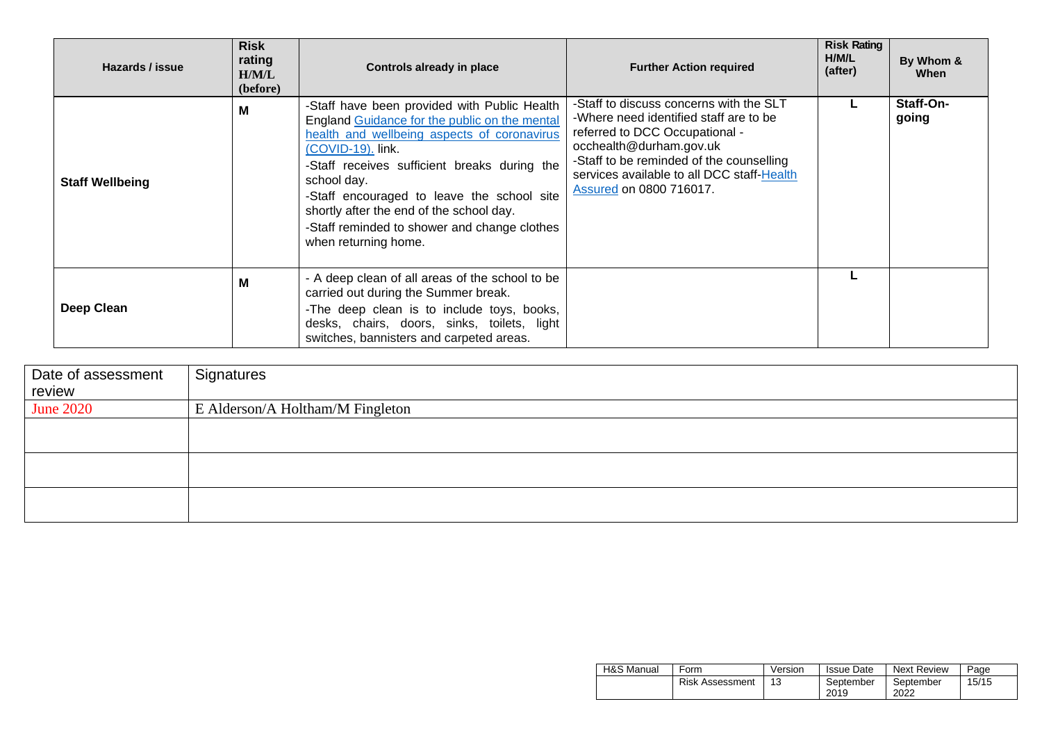| Hazards / issue | Risk rating H/M/L (before) | Controls already in place | Further Action required | Risk Rating H/M/L (after) | By Whom & When |
|---|---|---|---|---|---|
| **Staff Wellbeing** | **M** | -Staff have been provided with Public Health England Guidance for the public on the mental health and wellbeing aspects of coronavirus (COVID-19). link.<br>-Staff receives sufficient breaks during the school day.<br>-Staff encouraged to leave the school site shortly after the end of the school day.<br>-Staff reminded to shower and change clothes when returning home. | -Staff to discuss concerns with the SLT<br>-Where need identified staff are to be referred to DCC Occupational - occhealth@durham.gov.uk<br>-Staff to be reminded of the counselling services available to all DCC staff-Health Assured on 0800 716017. | **L** | **Staff-On-going** |
| **Deep Clean** | **M** | - A deep clean of all areas of the school to be carried out during the Summer break.<br>-The deep clean is to include toys, books, desks, chairs, doors, sinks, toilets, light switches, bannisters and carpeted areas. | | **L** | |

| Date of assessment review | Signatures |
|---|---|
| June 2020 | E Alderson/A Holtham/M Fingleton |
| | |
| | |
| | |

| H&S Manual | Form | Version | Issue Date | Next Review | Page |
|---|---|---|---|---|---|
| | Risk Assessment | 13 | September 2019 | September 2022 | 15/15 |